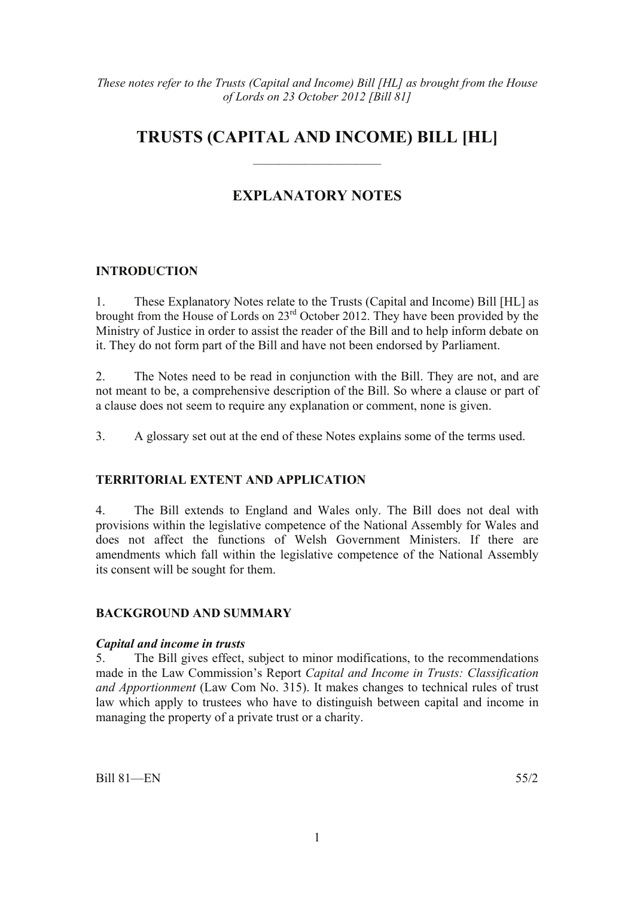*These notes refer to the Trusts (Capital and Income) Bill [HL] as brought from the House of Lords on 23 October 2012 [Bill 81]*

# TRUSTS (CAPITAL AND INCOME) BILL [HL]

## EXPLANATORY NOTES

### INTRODUCTION

1. These Explanatory Notes relate to the Trusts (Capital and Income) Bill [HL] as brought from the House of Lords on 23rd October 2012. They have been provided by the Ministry of Justice in order to assist the reader of the Bill and to help inform debate on it. They do not form part of the Bill and have not been endorsed by Parliament.

2. The Notes need to be read in conjunction with the Bill. They are not, and are not meant to be, a comprehensive description of the Bill. So where a clause or part of a clause does not seem to require any explanation or comment, none is given.

3. A glossary set out at the end of these Notes explains some of the terms used.

### TERRITORIAL EXTENT AND APPLICATION

4. The Bill extends to England and Wales only. The Bill does not deal with provisions within the legislative competence of the National Assembly for Wales and does not affect the functions of Welsh Government Ministers. If there are amendments which fall within the legislative competence of the National Assembly its consent will be sought for them.

### BACKGROUND AND SUMMARY

***Capital and income in trusts***

5. The Bill gives effect, subject to minor modifications, to the recommendations made in the Law Commission's Report *Capital and Income in Trusts: Classification and Apportionment* (Law Com No. 315). It makes changes to technical rules of trust law which apply to trustees who have to distinguish between capital and income in managing the property of a private trust or a charity.

Bill 81—EN 55/2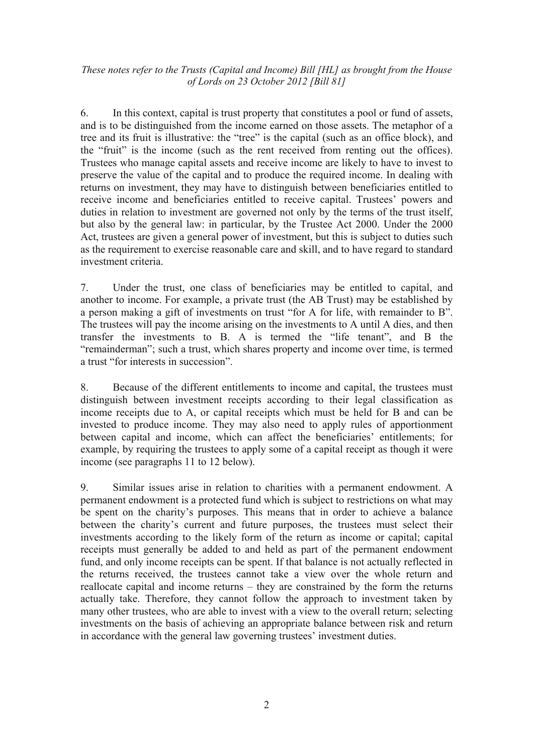6. In this context, capital is trust property that constitutes a pool or fund of assets, and is to be distinguished from the income earned on those assets. The metaphor of a tree and its fruit is illustrative: the "tree" is the capital (such as an office block), and the "fruit" is the income (such as the rent received from renting out the offices). Trustees who manage capital assets and receive income are likely to have to invest to preserve the value of the capital and to produce the required income. In dealing with returns on investment, they may have to distinguish between beneficiaries entitled to receive income and beneficiaries entitled to receive capital. Trustees' powers and duties in relation to investment are governed not only by the terms of the trust itself, but also by the general law: in particular, by the Trustee Act 2000. Under the 2000 Act, trustees are given a general power of investment, but this is subject to duties such as the requirement to exercise reasonable care and skill, and to have regard to standard investment criteria.

7. Under the trust, one class of beneficiaries may be entitled to capital, and another to income. For example, a private trust (the AB Trust) may be established by a person making a gift of investments on trust "for A for life, with remainder to B". The trustees will pay the income arising on the investments to A until A dies, and then transfer the investments to B. A is termed the "life tenant", and B the "remainderman"; such a trust, which shares property and income over time, is termed a trust "for interests in succession".

8. Because of the different entitlements to income and capital, the trustees must distinguish between investment receipts according to their legal classification as income receipts due to A, or capital receipts which must be held for B and can be invested to produce income. They may also need to apply rules of apportionment between capital and income, which can affect the beneficiaries' entitlements; for example, by requiring the trustees to apply some of a capital receipt as though it were income (see paragraphs 11 to 12 below).

9. Similar issues arise in relation to charities with a permanent endowment. A permanent endowment is a protected fund which is subject to restrictions on what may be spent on the charity's purposes. This means that in order to achieve a balance between the charity's current and future purposes, the trustees must select their investments according to the likely form of the return as income or capital; capital receipts must generally be added to and held as part of the permanent endowment fund, and only income receipts can be spent. If that balance is not actually reflected in the returns received, the trustees cannot take a view over the whole return and reallocate capital and income returns – they are constrained by the form the returns actually take. Therefore, they cannot follow the approach to investment taken by many other trustees, who are able to invest with a view to the overall return; selecting investments on the basis of achieving an appropriate balance between risk and return in accordance with the general law governing trustees' investment duties.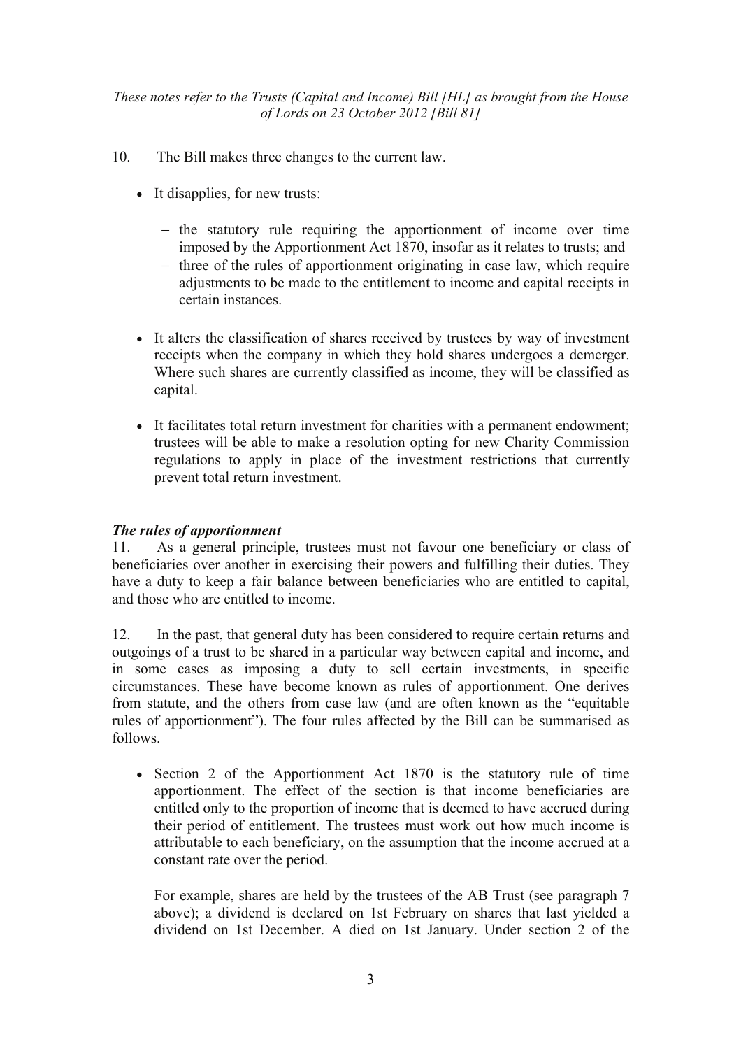10. The Bill makes three changes to the current law.

- It disapplies, for new trusts:
  - the statutory rule requiring the apportionment of income over time imposed by the Apportionment Act 1870, insofar as it relates to trusts; and
  - three of the rules of apportionment originating in case law, which require adjustments to be made to the entitlement to income and capital receipts in certain instances.
- It alters the classification of shares received by trustees by way of investment receipts when the company in which they hold shares undergoes a demerger. Where such shares are currently classified as income, they will be classified as capital.
- It facilitates total return investment for charities with a permanent endowment; trustees will be able to make a resolution opting for new Charity Commission regulations to apply in place of the investment restrictions that currently prevent total return investment.

### *The rules of apportionment*

11. As a general principle, trustees must not favour one beneficiary or class of beneficiaries over another in exercising their powers and fulfilling their duties. They have a duty to keep a fair balance between beneficiaries who are entitled to capital, and those who are entitled to income.

12. In the past, that general duty has been considered to require certain returns and outgoings of a trust to be shared in a particular way between capital and income, and in some cases as imposing a duty to sell certain investments, in specific circumstances. These have become known as rules of apportionment. One derives from statute, and the others from case law (and are often known as the "equitable rules of apportionment"). The four rules affected by the Bill can be summarised as follows.

- Section 2 of the Apportionment Act 1870 is the statutory rule of time apportionment. The effect of the section is that income beneficiaries are entitled only to the proportion of income that is deemed to have accrued during their period of entitlement. The trustees must work out how much income is attributable to each beneficiary, on the assumption that the income accrued at a constant rate over the period.

  For example, shares are held by the trustees of the AB Trust (see paragraph 7 above); a dividend is declared on 1st February on shares that last yielded a dividend on 1st December. A died on 1st January. Under section 2 of the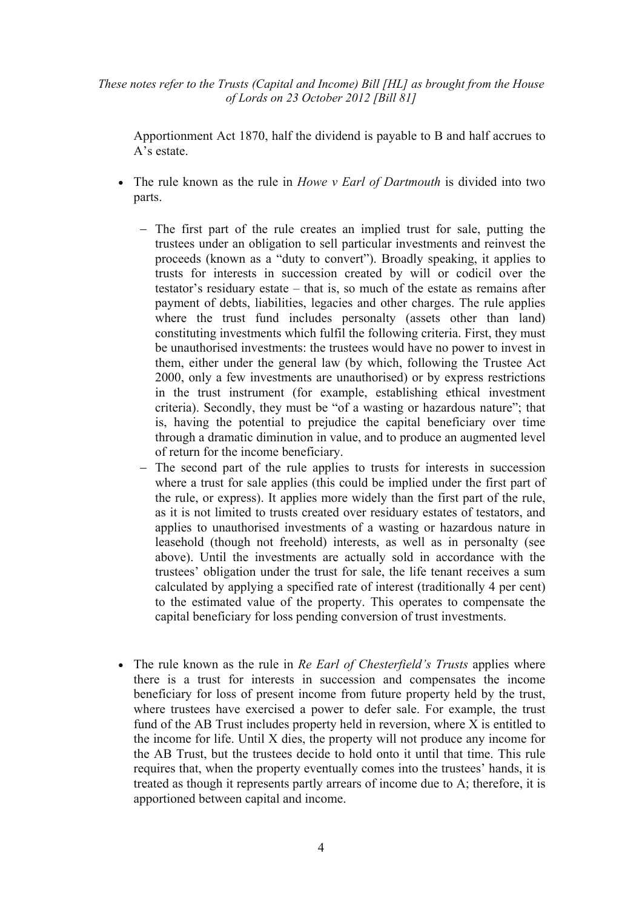Apportionment Act 1870, half the dividend is payable to B and half accrues to A’s estate.

- The rule known as the rule in *Howe v Earl of Dartmouth* is divided into two parts.
  - The first part of the rule creates an implied trust for sale, putting the trustees under an obligation to sell particular investments and reinvest the proceeds (known as a “duty to convert”). Broadly speaking, it applies to trusts for interests in succession created by will or codicil over the testator’s residuary estate – that is, so much of the estate as remains after payment of debts, liabilities, legacies and other charges. The rule applies where the trust fund includes personalty (assets other than land) constituting investments which fulfil the following criteria. First, they must be unauthorised investments: the trustees would have no power to invest in them, either under the general law (by which, following the Trustee Act 2000, only a few investments are unauthorised) or by express restrictions in the trust instrument (for example, establishing ethical investment criteria). Secondly, they must be “of a wasting or hazardous nature”; that is, having the potential to prejudice the capital beneficiary over time through a dramatic diminution in value, and to produce an augmented level of return for the income beneficiary.
  - The second part of the rule applies to trusts for interests in succession where a trust for sale applies (this could be implied under the first part of the rule, or express). It applies more widely than the first part of the rule, as it is not limited to trusts created over residuary estates of testators, and applies to unauthorised investments of a wasting or hazardous nature in leasehold (though not freehold) interests, as well as in personalty (see above). Until the investments are actually sold in accordance with the trustees’ obligation under the trust for sale, the life tenant receives a sum calculated by applying a specified rate of interest (traditionally 4 per cent) to the estimated value of the property. This operates to compensate the capital beneficiary for loss pending conversion of trust investments.

- The rule known as the rule in *Re Earl of Chesterfield’s Trusts* applies where there is a trust for interests in succession and compensates the income beneficiary for loss of present income from future property held by the trust, where trustees have exercised a power to defer sale. For example, the trust fund of the AB Trust includes property held in reversion, where X is entitled to the income for life. Until X dies, the property will not produce any income for the AB Trust, but the trustees decide to hold onto it until that time. This rule requires that, when the property eventually comes into the trustees’ hands, it is treated as though it represents partly arrears of income due to A; therefore, it is apportioned between capital and income.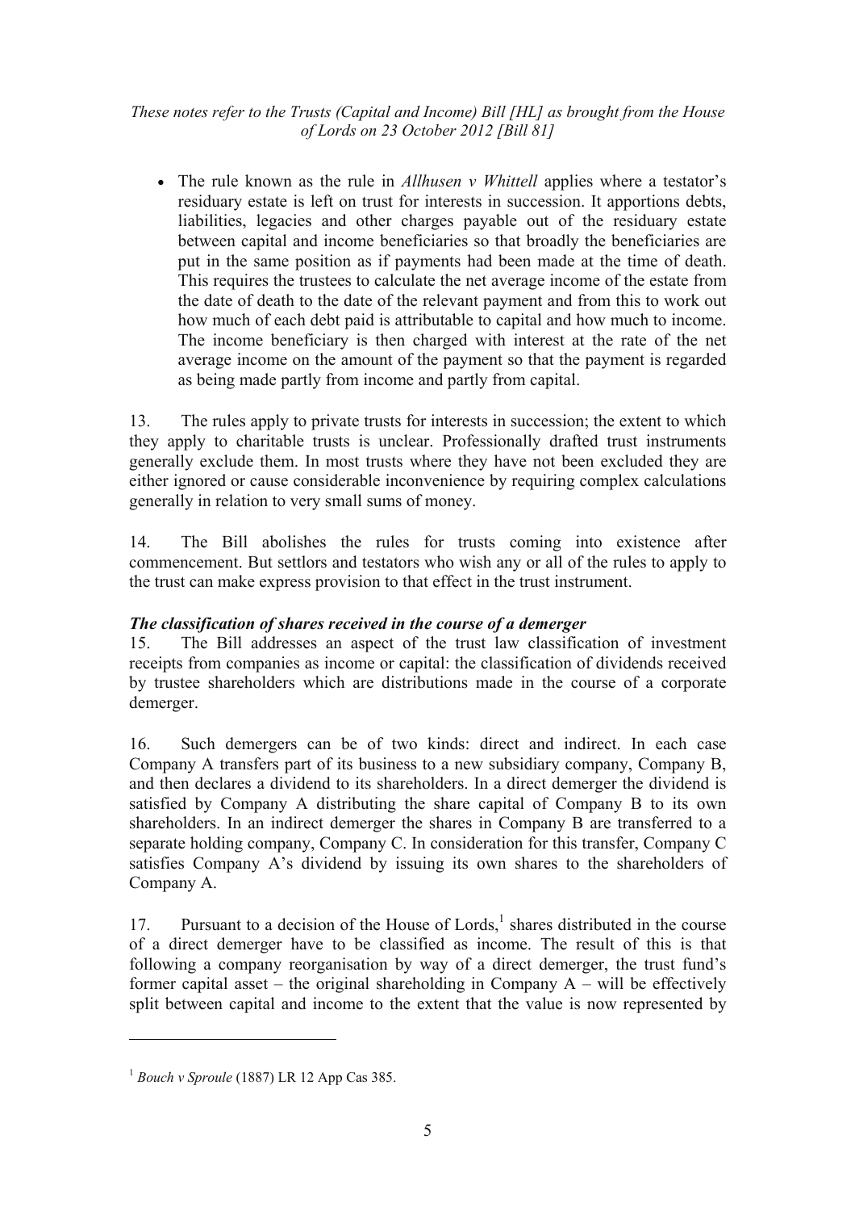- The rule known as the rule in *Allhusen v Whittell* applies where a testator's residuary estate is left on trust for interests in succession. It apportions debts, liabilities, legacies and other charges payable out of the residuary estate between capital and income beneficiaries so that broadly the beneficiaries are put in the same position as if payments had been made at the time of death. This requires the trustees to calculate the net average income of the estate from the date of death to the date of the relevant payment and from this to work out how much of each debt paid is attributable to capital and how much to income. The income beneficiary is then charged with interest at the rate of the net average income on the amount of the payment so that the payment is regarded as being made partly from income and partly from capital.

13. The rules apply to private trusts for interests in succession; the extent to which they apply to charitable trusts is unclear. Professionally drafted trust instruments generally exclude them. In most trusts where they have not been excluded they are either ignored or cause considerable inconvenience by requiring complex calculations generally in relation to very small sums of money.

14. The Bill abolishes the rules for trusts coming into existence after commencement. But settlors and testators who wish any or all of the rules to apply to the trust can make express provision to that effect in the trust instrument.

### *The classification of shares received in the course of a demerger*

15. The Bill addresses an aspect of the trust law classification of investment receipts from companies as income or capital: the classification of dividends received by trustee shareholders which are distributions made in the course of a corporate demerger.

16. Such demergers can be of two kinds: direct and indirect. In each case Company A transfers part of its business to a new subsidiary company, Company B, and then declares a dividend to its shareholders. In a direct demerger the dividend is satisfied by Company A distributing the share capital of Company B to its own shareholders. In an indirect demerger the shares in Company B are transferred to a separate holding company, Company C. In consideration for this transfer, Company C satisfies Company A's dividend by issuing its own shares to the shareholders of Company A.

17. Pursuant to a decision of the House of Lords,[1] shares distributed in the course of a direct demerger have to be classified as income. The result of this is that following a company reorganisation by way of a direct demerger, the trust fund's former capital asset – the original shareholding in Company A – will be effectively split between capital and income to the extent that the value is now represented by

[1] *Bouch v Sproule* (1887) LR 12 App Cas 385.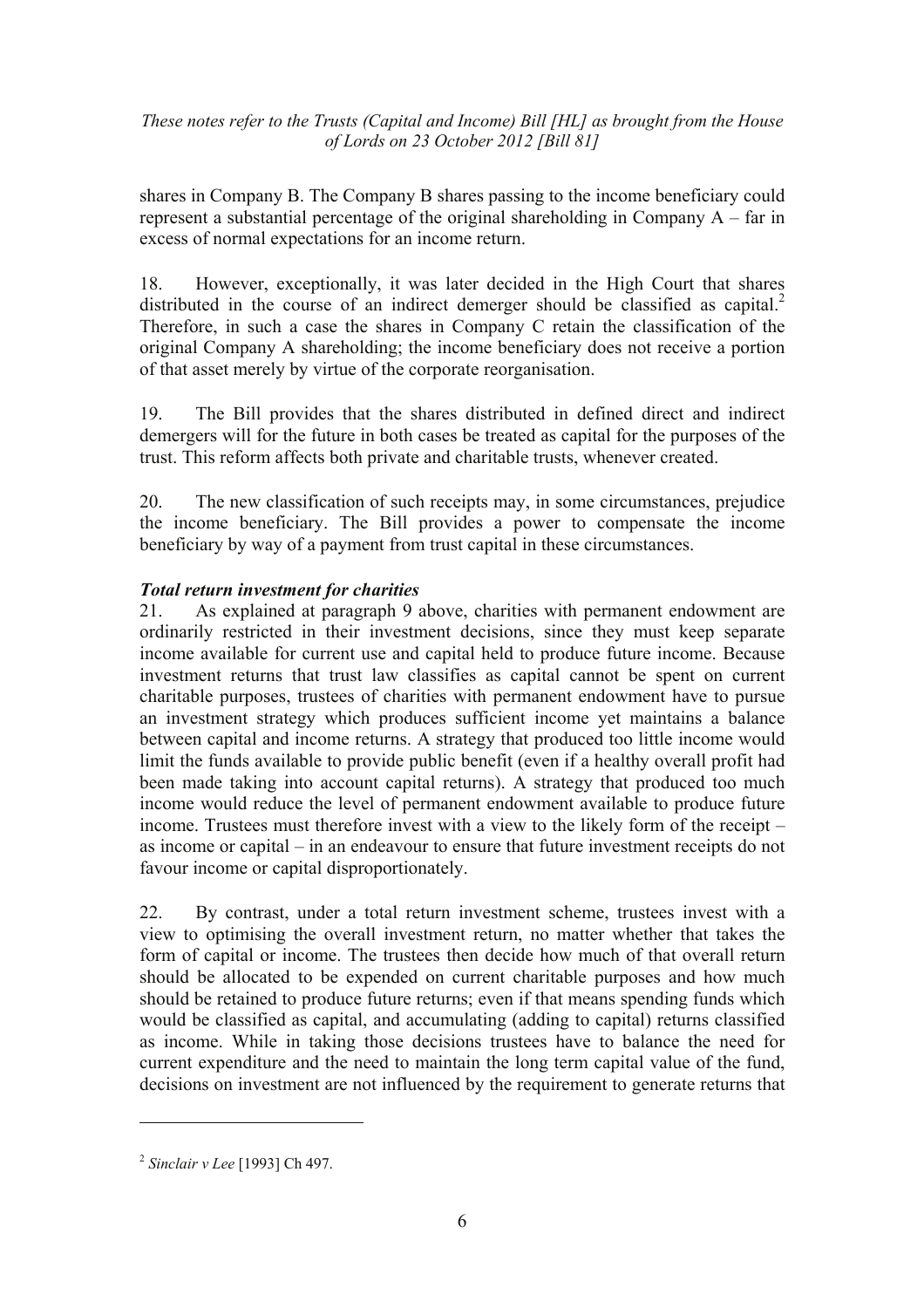shares in Company B. The Company B shares passing to the income beneficiary could represent a substantial percentage of the original shareholding in Company A – far in excess of normal expectations for an income return.

18. However, exceptionally, it was later decided in the High Court that shares distributed in the course of an indirect demerger should be classified as capital.[2] Therefore, in such a case the shares in Company C retain the classification of the original Company A shareholding; the income beneficiary does not receive a portion of that asset merely by virtue of the corporate reorganisation.

19. The Bill provides that the shares distributed in defined direct and indirect demergers will for the future in both cases be treated as capital for the purposes of the trust. This reform affects both private and charitable trusts, whenever created.

20. The new classification of such receipts may, in some circumstances, prejudice the income beneficiary. The Bill provides a power to compensate the income beneficiary by way of a payment from trust capital in these circumstances.

***Total return investment for charities***

21. As explained at paragraph 9 above, charities with permanent endowment are ordinarily restricted in their investment decisions, since they must keep separate income available for current use and capital held to produce future income. Because investment returns that trust law classifies as capital cannot be spent on current charitable purposes, trustees of charities with permanent endowment have to pursue an investment strategy which produces sufficient income yet maintains a balance between capital and income returns. A strategy that produced too little income would limit the funds available to provide public benefit (even if a healthy overall profit had been made taking into account capital returns). A strategy that produced too much income would reduce the level of permanent endowment available to produce future income. Trustees must therefore invest with a view to the likely form of the receipt – as income or capital – in an endeavour to ensure that future investment receipts do not favour income or capital disproportionately.

22. By contrast, under a total return investment scheme, trustees invest with a view to optimising the overall investment return, no matter whether that takes the form of capital or income. The trustees then decide how much of that overall return should be allocated to be expended on current charitable purposes and how much should be retained to produce future returns; even if that means spending funds which would be classified as capital, and accumulating (adding to capital) returns classified as income. While in taking those decisions trustees have to balance the need for current expenditure and the need to maintain the long term capital value of the fund, decisions on investment are not influenced by the requirement to generate returns that

---

[2] *Sinclair v Lee* [1993] Ch 497.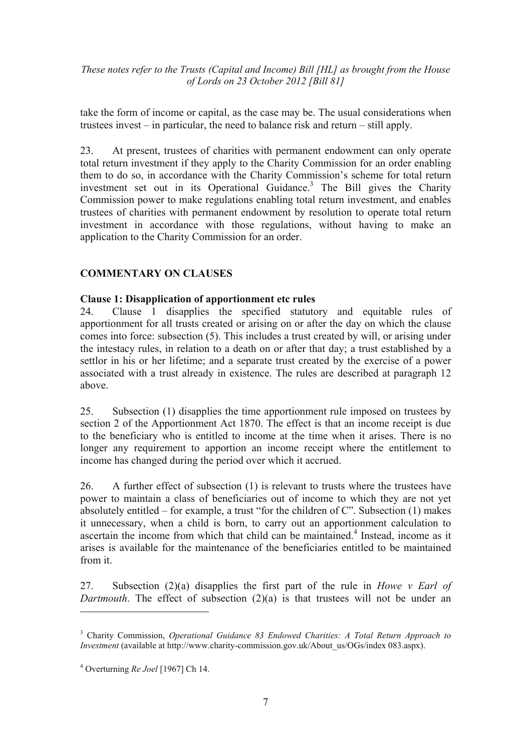take the form of income or capital, as the case may be. The usual considerations when trustees invest – in particular, the need to balance risk and return – still apply.

23. At present, trustees of charities with permanent endowment can only operate total return investment if they apply to the Charity Commission for an order enabling them to do so, in accordance with the Charity Commission's scheme for total return investment set out in its Operational Guidance.[3] The Bill gives the Charity Commission power to make regulations enabling total return investment, and enables trustees of charities with permanent endowment by resolution to operate total return investment in accordance with those regulations, without having to make an application to the Charity Commission for an order.

## COMMENTARY ON CLAUSES

### Clause 1: Disapplication of apportionment etc rules

24. Clause 1 disapplies the specified statutory and equitable rules of apportionment for all trusts created or arising on or after the day on which the clause comes into force: subsection (5). This includes a trust created by will, or arising under the intestacy rules, in relation to a death on or after that day; a trust established by a settlor in his or her lifetime; and a separate trust created by the exercise of a power associated with a trust already in existence. The rules are described at paragraph 12 above.

25. Subsection (1) disapplies the time apportionment rule imposed on trustees by section 2 of the Apportionment Act 1870. The effect is that an income receipt is due to the beneficiary who is entitled to income at the time when it arises. There is no longer any requirement to apportion an income receipt where the entitlement to income has changed during the period over which it accrued.

26. A further effect of subsection (1) is relevant to trusts where the trustees have power to maintain a class of beneficiaries out of income to which they are not yet absolutely entitled – for example, a trust "for the children of C". Subsection (1) makes it unnecessary, when a child is born, to carry out an apportionment calculation to ascertain the income from which that child can be maintained.[4] Instead, income as it arises is available for the maintenance of the beneficiaries entitled to be maintained from it.

27. Subsection (2)(a) disapplies the first part of the rule in *Howe v Earl of Dartmouth*. The effect of subsection (2)(a) is that trustees will not be under an

---

[3] Charity Commission, *Operational Guidance 83 Endowed Charities: A Total Return Approach to Investment* (available at http://www.charity-commission.gov.uk/About_us/OGs/index 083.aspx).

[4] Overturning *Re Joel* [1967] Ch 14.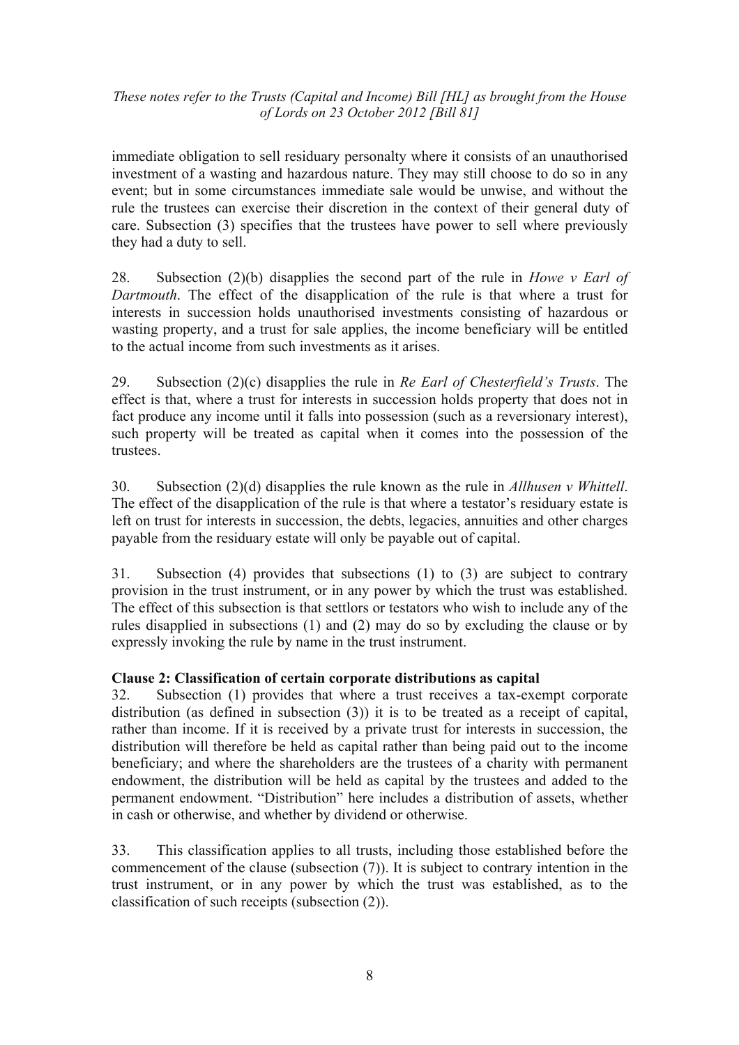immediate obligation to sell residuary personalty where it consists of an unauthorised investment of a wasting and hazardous nature. They may still choose to do so in any event; but in some circumstances immediate sale would be unwise, and without the rule the trustees can exercise their discretion in the context of their general duty of care. Subsection (3) specifies that the trustees have power to sell where previously they had a duty to sell.

28. Subsection (2)(b) disapplies the second part of the rule in *Howe v Earl of Dartmouth*. The effect of the disapplication of the rule is that where a trust for interests in succession holds unauthorised investments consisting of hazardous or wasting property, and a trust for sale applies, the income beneficiary will be entitled to the actual income from such investments as it arises.

29. Subsection (2)(c) disapplies the rule in *Re Earl of Chesterfield's Trusts*. The effect is that, where a trust for interests in succession holds property that does not in fact produce any income until it falls into possession (such as a reversionary interest), such property will be treated as capital when it comes into the possession of the trustees.

30. Subsection (2)(d) disapplies the rule known as the rule in *Allhusen v Whittell*. The effect of the disapplication of the rule is that where a testator's residuary estate is left on trust for interests in succession, the debts, legacies, annuities and other charges payable from the residuary estate will only be payable out of capital.

31. Subsection (4) provides that subsections (1) to (3) are subject to contrary provision in the trust instrument, or in any power by which the trust was established. The effect of this subsection is that settlors or testators who wish to include any of the rules disapplied in subsections (1) and (2) may do so by excluding the clause or by expressly invoking the rule by name in the trust instrument.

**Clause 2: Classification of certain corporate distributions as capital**

32. Subsection (1) provides that where a trust receives a tax-exempt corporate distribution (as defined in subsection (3)) it is to be treated as a receipt of capital, rather than income. If it is received by a private trust for interests in succession, the distribution will therefore be held as capital rather than being paid out to the income beneficiary; and where the shareholders are the trustees of a charity with permanent endowment, the distribution will be held as capital by the trustees and added to the permanent endowment. "Distribution" here includes a distribution of assets, whether in cash or otherwise, and whether by dividend or otherwise.

33. This classification applies to all trusts, including those established before the commencement of the clause (subsection (7)). It is subject to contrary intention in the trust instrument, or in any power by which the trust was established, as to the classification of such receipts (subsection (2)).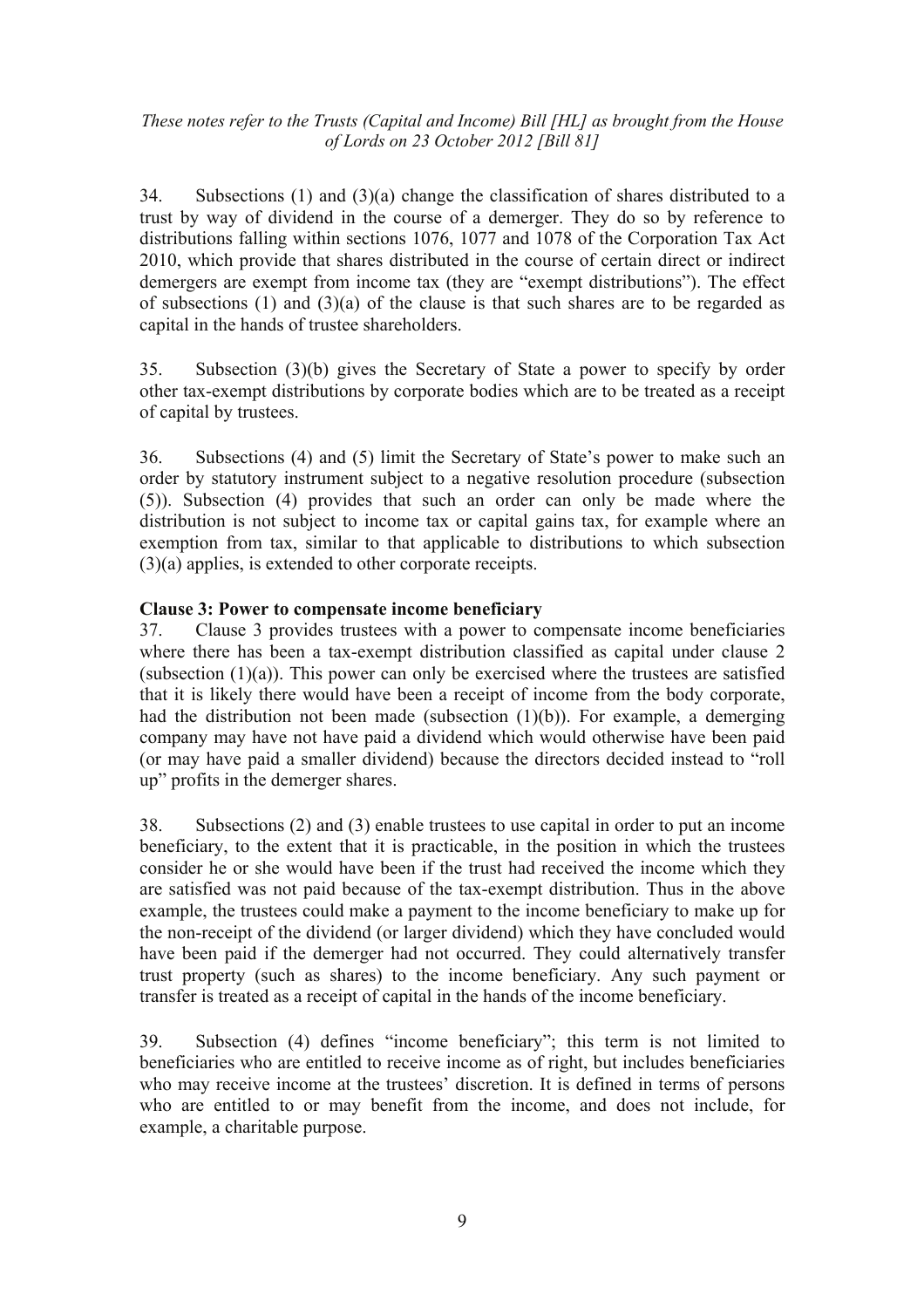34. Subsections (1) and (3)(a) change the classification of shares distributed to a trust by way of dividend in the course of a demerger. They do so by reference to distributions falling within sections 1076, 1077 and 1078 of the Corporation Tax Act 2010, which provide that shares distributed in the course of certain direct or indirect demergers are exempt from income tax (they are "exempt distributions"). The effect of subsections (1) and (3)(a) of the clause is that such shares are to be regarded as capital in the hands of trustee shareholders.

35. Subsection (3)(b) gives the Secretary of State a power to specify by order other tax-exempt distributions by corporate bodies which are to be treated as a receipt of capital by trustees.

36. Subsections (4) and (5) limit the Secretary of State's power to make such an order by statutory instrument subject to a negative resolution procedure (subsection (5)). Subsection (4) provides that such an order can only be made where the distribution is not subject to income tax or capital gains tax, for example where an exemption from tax, similar to that applicable to distributions to which subsection (3)(a) applies, is extended to other corporate receipts.

**Clause 3: Power to compensate income beneficiary**

37. Clause 3 provides trustees with a power to compensate income beneficiaries where there has been a tax-exempt distribution classified as capital under clause 2 (subsection (1)(a)). This power can only be exercised where the trustees are satisfied that it is likely there would have been a receipt of income from the body corporate, had the distribution not been made (subsection (1)(b)). For example, a demerging company may have not have paid a dividend which would otherwise have been paid (or may have paid a smaller dividend) because the directors decided instead to "roll up" profits in the demerger shares.

38. Subsections (2) and (3) enable trustees to use capital in order to put an income beneficiary, to the extent that it is practicable, in the position in which the trustees consider he or she would have been if the trust had received the income which they are satisfied was not paid because of the tax-exempt distribution. Thus in the above example, the trustees could make a payment to the income beneficiary to make up for the non-receipt of the dividend (or larger dividend) which they have concluded would have been paid if the demerger had not occurred. They could alternatively transfer trust property (such as shares) to the income beneficiary. Any such payment or transfer is treated as a receipt of capital in the hands of the income beneficiary.

39. Subsection (4) defines "income beneficiary"; this term is not limited to beneficiaries who are entitled to receive income as of right, but includes beneficiaries who may receive income at the trustees' discretion. It is defined in terms of persons who are entitled to or may benefit from the income, and does not include, for example, a charitable purpose.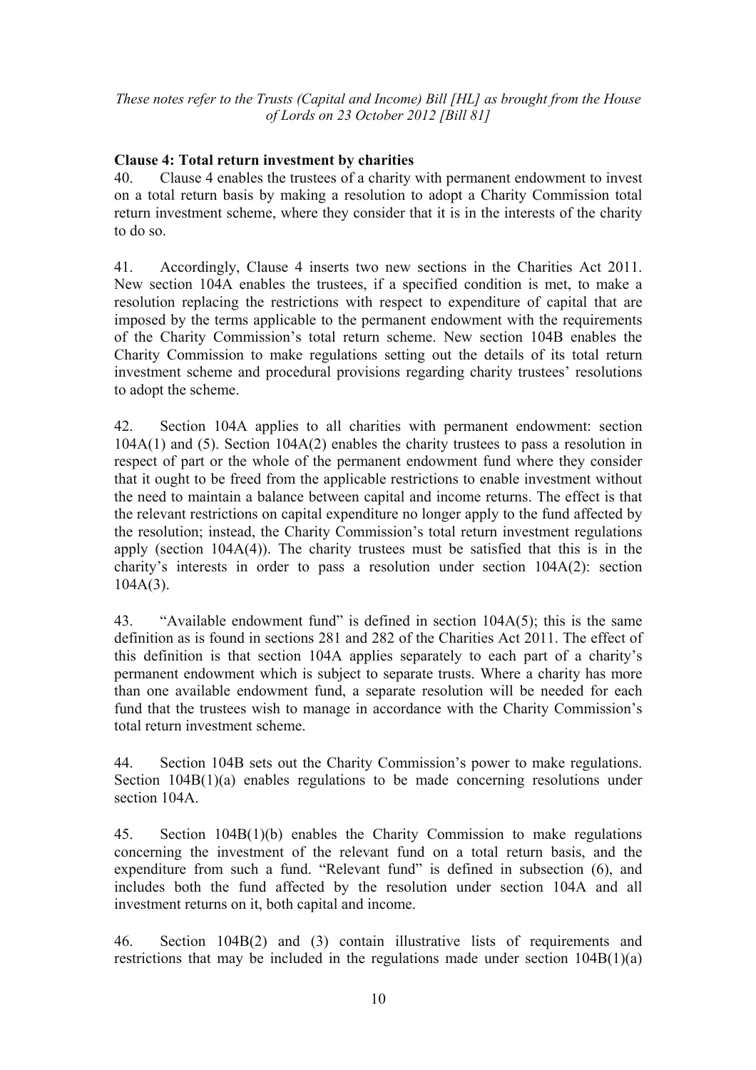*These notes refer to the Trusts (Capital and Income) Bill [HL] as brought from the House of Lords on 23 October 2012 [Bill 81]*

**Clause 4: Total return investment by charities**

40. Clause 4 enables the trustees of a charity with permanent endowment to invest on a total return basis by making a resolution to adopt a Charity Commission total return investment scheme, where they consider that it is in the interests of the charity to do so.

41. Accordingly, Clause 4 inserts two new sections in the Charities Act 2011. New section 104A enables the trustees, if a specified condition is met, to make a resolution replacing the restrictions with respect to expenditure of capital that are imposed by the terms applicable to the permanent endowment with the requirements of the Charity Commission's total return scheme. New section 104B enables the Charity Commission to make regulations setting out the details of its total return investment scheme and procedural provisions regarding charity trustees' resolutions to adopt the scheme.

42. Section 104A applies to all charities with permanent endowment: section 104A(1) and (5). Section 104A(2) enables the charity trustees to pass a resolution in respect of part or the whole of the permanent endowment fund where they consider that it ought to be freed from the applicable restrictions to enable investment without the need to maintain a balance between capital and income returns. The effect is that the relevant restrictions on capital expenditure no longer apply to the fund affected by the resolution; instead, the Charity Commission's total return investment regulations apply (section 104A(4)). The charity trustees must be satisfied that this is in the charity's interests in order to pass a resolution under section 104A(2): section 104A(3).

43. "Available endowment fund" is defined in section 104A(5); this is the same definition as is found in sections 281 and 282 of the Charities Act 2011. The effect of this definition is that section 104A applies separately to each part of a charity's permanent endowment which is subject to separate trusts. Where a charity has more than one available endowment fund, a separate resolution will be needed for each fund that the trustees wish to manage in accordance with the Charity Commission's total return investment scheme.

44. Section 104B sets out the Charity Commission's power to make regulations. Section 104B(1)(a) enables regulations to be made concerning resolutions under section 104A.

45. Section 104B(1)(b) enables the Charity Commission to make regulations concerning the investment of the relevant fund on a total return basis, and the expenditure from such a fund. "Relevant fund" is defined in subsection (6), and includes both the fund affected by the resolution under section 104A and all investment returns on it, both capital and income.

46. Section 104B(2) and (3) contain illustrative lists of requirements and restrictions that may be included in the regulations made under section 104B(1)(a)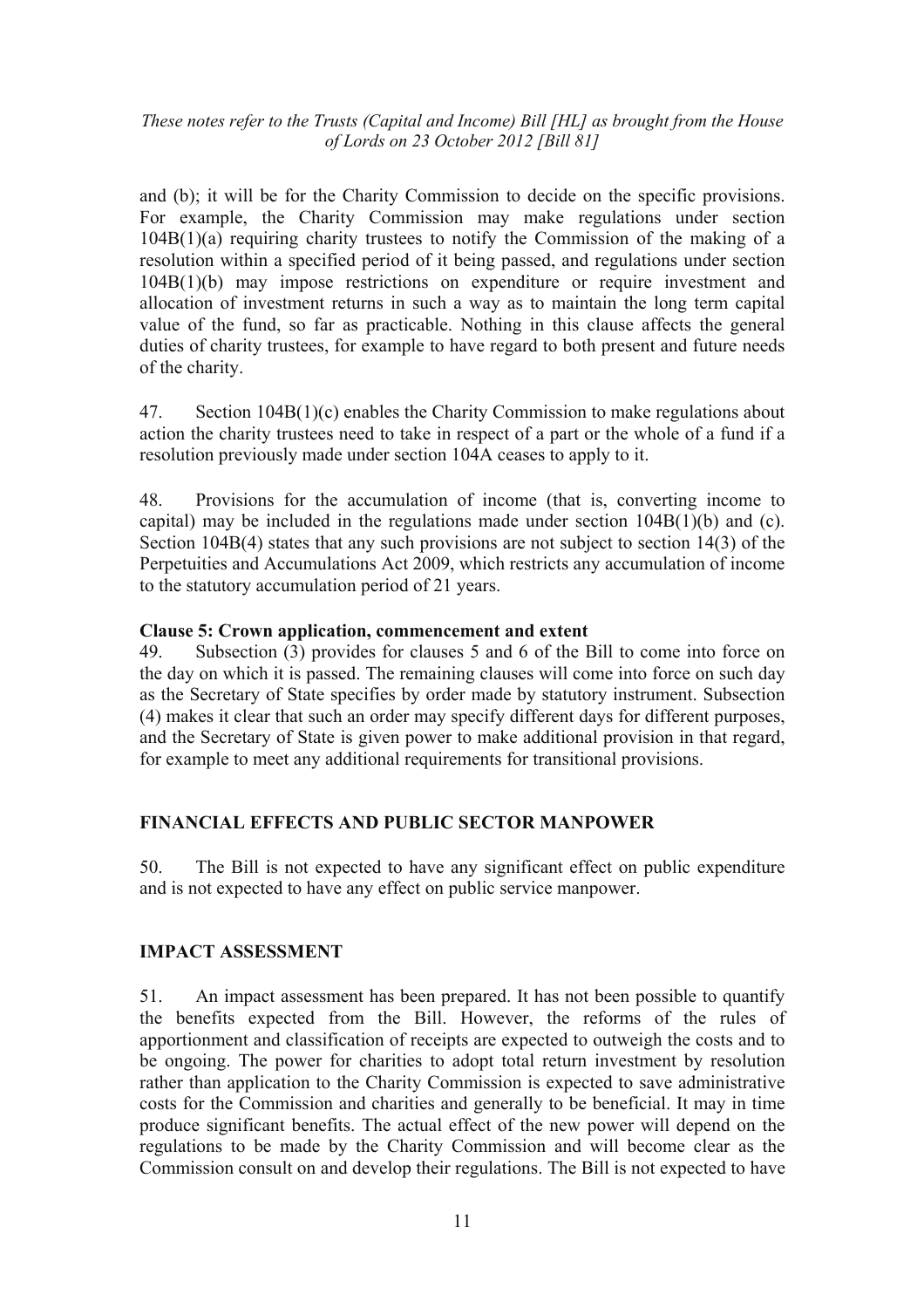and (b); it will be for the Charity Commission to decide on the specific provisions. For example, the Charity Commission may make regulations under section 104B(1)(a) requiring charity trustees to notify the Commission of the making of a resolution within a specified period of it being passed, and regulations under section 104B(1)(b) may impose restrictions on expenditure or require investment and allocation of investment returns in such a way as to maintain the long term capital value of the fund, so far as practicable. Nothing in this clause affects the general duties of charity trustees, for example to have regard to both present and future needs of the charity.

47. Section 104B(1)(c) enables the Charity Commission to make regulations about action the charity trustees need to take in respect of a part or the whole of a fund if a resolution previously made under section 104A ceases to apply to it.

48. Provisions for the accumulation of income (that is, converting income to capital) may be included in the regulations made under section 104B(1)(b) and (c). Section 104B(4) states that any such provisions are not subject to section 14(3) of the Perpetuities and Accumulations Act 2009, which restricts any accumulation of income to the statutory accumulation period of 21 years.

**Clause 5: Crown application, commencement and extent**

49. Subsection (3) provides for clauses 5 and 6 of the Bill to come into force on the day on which it is passed. The remaining clauses will come into force on such day as the Secretary of State specifies by order made by statutory instrument. Subsection (4) makes it clear that such an order may specify different days for different purposes, and the Secretary of State is given power to make additional provision in that regard, for example to meet any additional requirements for transitional provisions.

## FINANCIAL EFFECTS AND PUBLIC SECTOR MANPOWER

50. The Bill is not expected to have any significant effect on public expenditure and is not expected to have any effect on public service manpower.

## IMPACT ASSESSMENT

51. An impact assessment has been prepared. It has not been possible to quantify the benefits expected from the Bill. However, the reforms of the rules of apportionment and classification of receipts are expected to outweigh the costs and to be ongoing. The power for charities to adopt total return investment by resolution rather than application to the Charity Commission is expected to save administrative costs for the Commission and charities and generally to be beneficial. It may in time produce significant benefits. The actual effect of the new power will depend on the regulations to be made by the Charity Commission and will become clear as the Commission consult on and develop their regulations. The Bill is not expected to have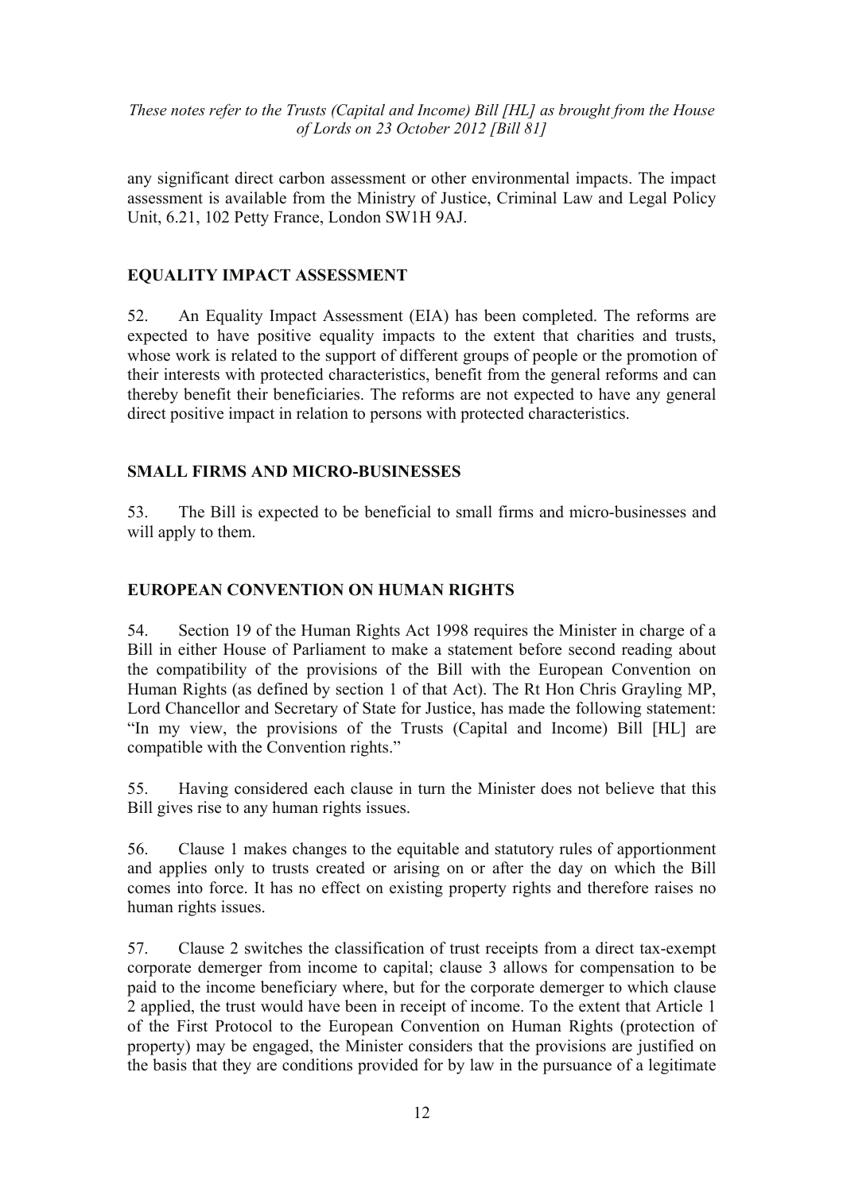any significant direct carbon assessment or other environmental impacts. The impact assessment is available from the Ministry of Justice, Criminal Law and Legal Policy Unit, 6.21, 102 Petty France, London SW1H 9AJ.

## EQUALITY IMPACT ASSESSMENT

52. An Equality Impact Assessment (EIA) has been completed. The reforms are expected to have positive equality impacts to the extent that charities and trusts, whose work is related to the support of different groups of people or the promotion of their interests with protected characteristics, benefit from the general reforms and can thereby benefit their beneficiaries. The reforms are not expected to have any general direct positive impact in relation to persons with protected characteristics.

## SMALL FIRMS AND MICRO-BUSINESSES

53. The Bill is expected to be beneficial to small firms and micro-businesses and will apply to them.

## EUROPEAN CONVENTION ON HUMAN RIGHTS

54. Section 19 of the Human Rights Act 1998 requires the Minister in charge of a Bill in either House of Parliament to make a statement before second reading about the compatibility of the provisions of the Bill with the European Convention on Human Rights (as defined by section 1 of that Act). The Rt Hon Chris Grayling MP, Lord Chancellor and Secretary of State for Justice, has made the following statement: "In my view, the provisions of the Trusts (Capital and Income) Bill [HL] are compatible with the Convention rights."

55. Having considered each clause in turn the Minister does not believe that this Bill gives rise to any human rights issues.

56. Clause 1 makes changes to the equitable and statutory rules of apportionment and applies only to trusts created or arising on or after the day on which the Bill comes into force. It has no effect on existing property rights and therefore raises no human rights issues.

57. Clause 2 switches the classification of trust receipts from a direct tax-exempt corporate demerger from income to capital; clause 3 allows for compensation to be paid to the income beneficiary where, but for the corporate demerger to which clause 2 applied, the trust would have been in receipt of income. To the extent that Article 1 of the First Protocol to the European Convention on Human Rights (protection of property) may be engaged, the Minister considers that the provisions are justified on the basis that they are conditions provided for by law in the pursuance of a legitimate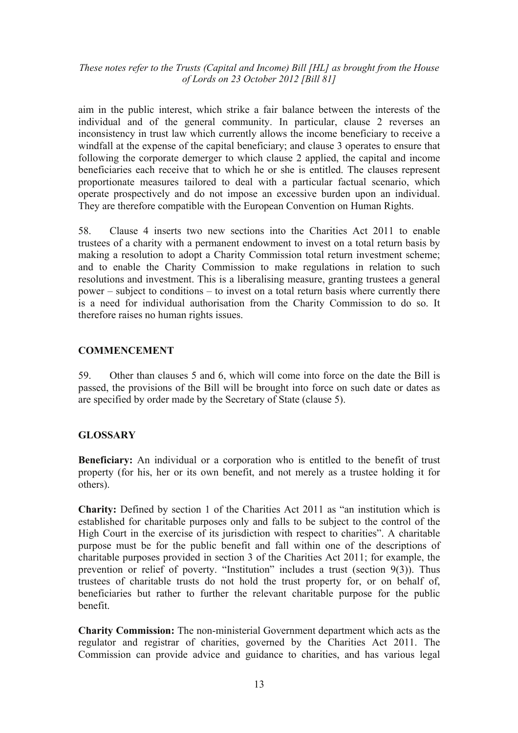aim in the public interest, which strike a fair balance between the interests of the individual and of the general community. In particular, clause 2 reverses an inconsistency in trust law which currently allows the income beneficiary to receive a windfall at the expense of the capital beneficiary; and clause 3 operates to ensure that following the corporate demerger to which clause 2 applied, the capital and income beneficiaries each receive that to which he or she is entitled. The clauses represent proportionate measures tailored to deal with a particular factual scenario, which operate prospectively and do not impose an excessive burden upon an individual. They are therefore compatible with the European Convention on Human Rights.

58. Clause 4 inserts two new sections into the Charities Act 2011 to enable trustees of a charity with a permanent endowment to invest on a total return basis by making a resolution to adopt a Charity Commission total return investment scheme; and to enable the Charity Commission to make regulations in relation to such resolutions and investment. This is a liberalising measure, granting trustees a general power – subject to conditions – to invest on a total return basis where currently there is a need for individual authorisation from the Charity Commission to do so. It therefore raises no human rights issues.

## COMMENCEMENT

59. Other than clauses 5 and 6, which will come into force on the date the Bill is passed, the provisions of the Bill will be brought into force on such date or dates as are specified by order made by the Secretary of State (clause 5).

## GLOSSARY

**Beneficiary:** An individual or a corporation who is entitled to the benefit of trust property (for his, her or its own benefit, and not merely as a trustee holding it for others).

**Charity:** Defined by section 1 of the Charities Act 2011 as "an institution which is established for charitable purposes only and falls to be subject to the control of the High Court in the exercise of its jurisdiction with respect to charities". A charitable purpose must be for the public benefit and fall within one of the descriptions of charitable purposes provided in section 3 of the Charities Act 2011; for example, the prevention or relief of poverty. "Institution" includes a trust (section 9(3)). Thus trustees of charitable trusts do not hold the trust property for, or on behalf of, beneficiaries but rather to further the relevant charitable purpose for the public benefit.

**Charity Commission:** The non-ministerial Government department which acts as the regulator and registrar of charities, governed by the Charities Act 2011. The Commission can provide advice and guidance to charities, and has various legal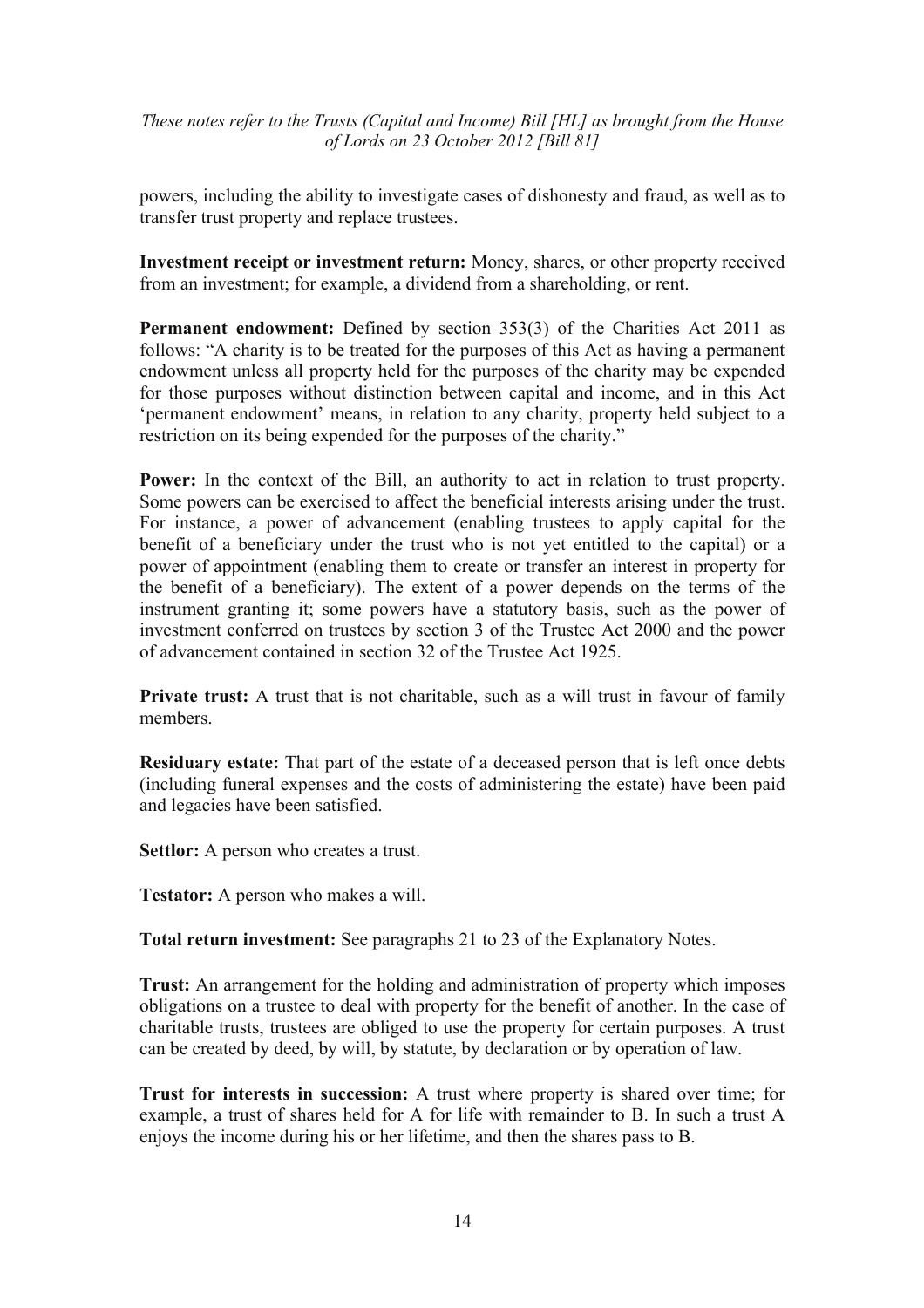powers, including the ability to investigate cases of dishonesty and fraud, as well as to transfer trust property and replace trustees.

**Investment receipt or investment return:** Money, shares, or other property received from an investment; for example, a dividend from a shareholding, or rent.

**Permanent endowment:** Defined by section 353(3) of the Charities Act 2011 as follows: "A charity is to be treated for the purposes of this Act as having a permanent endowment unless all property held for the purposes of the charity may be expended for those purposes without distinction between capital and income, and in this Act 'permanent endowment' means, in relation to any charity, property held subject to a restriction on its being expended for the purposes of the charity."

**Power:** In the context of the Bill, an authority to act in relation to trust property. Some powers can be exercised to affect the beneficial interests arising under the trust. For instance, a power of advancement (enabling trustees to apply capital for the benefit of a beneficiary under the trust who is not yet entitled to the capital) or a power of appointment (enabling them to create or transfer an interest in property for the benefit of a beneficiary). The extent of a power depends on the terms of the instrument granting it; some powers have a statutory basis, such as the power of investment conferred on trustees by section 3 of the Trustee Act 2000 and the power of advancement contained in section 32 of the Trustee Act 1925.

**Private trust:** A trust that is not charitable, such as a will trust in favour of family members.

**Residuary estate:** That part of the estate of a deceased person that is left once debts (including funeral expenses and the costs of administering the estate) have been paid and legacies have been satisfied.

**Settlor:** A person who creates a trust.

**Testator:** A person who makes a will.

**Total return investment:** See paragraphs 21 to 23 of the Explanatory Notes.

**Trust:** An arrangement for the holding and administration of property which imposes obligations on a trustee to deal with property for the benefit of another. In the case of charitable trusts, trustees are obliged to use the property for certain purposes. A trust can be created by deed, by will, by statute, by declaration or by operation of law.

**Trust for interests in succession:** A trust where property is shared over time; for example, a trust of shares held for A for life with remainder to B. In such a trust A enjoys the income during his or her lifetime, and then the shares pass to B.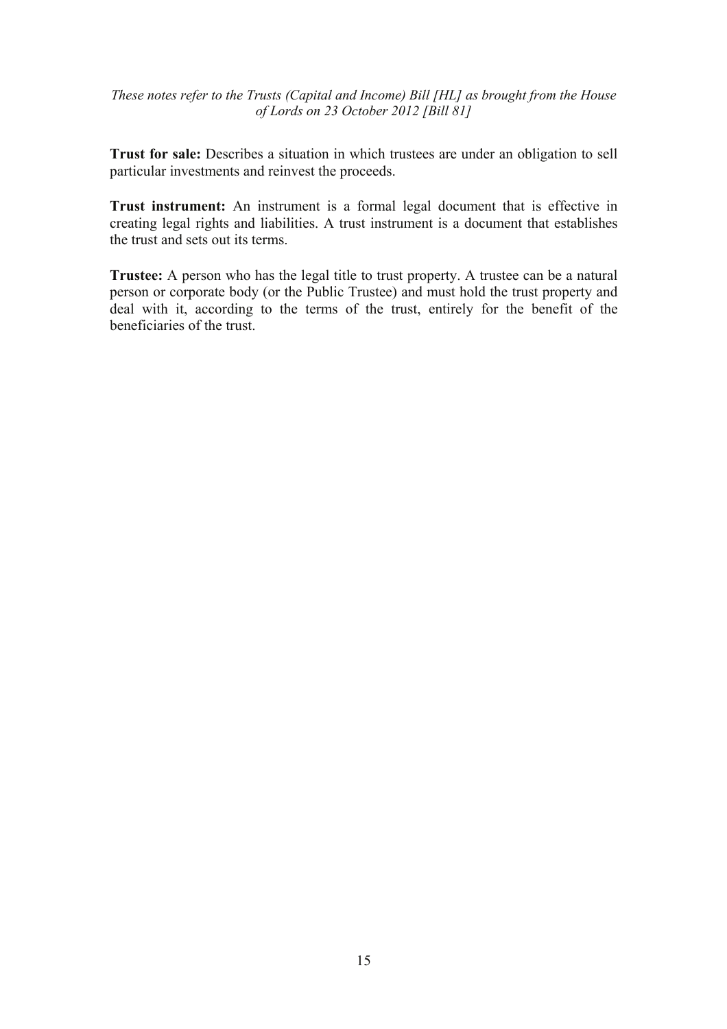**Trust for sale:** Describes a situation in which trustees are under an obligation to sell particular investments and reinvest the proceeds.

**Trust instrument:** An instrument is a formal legal document that is effective in creating legal rights and liabilities. A trust instrument is a document that establishes the trust and sets out its terms.

**Trustee:** A person who has the legal title to trust property. A trustee can be a natural person or corporate body (or the Public Trustee) and must hold the trust property and deal with it, according to the terms of the trust, entirely for the benefit of the beneficiaries of the trust.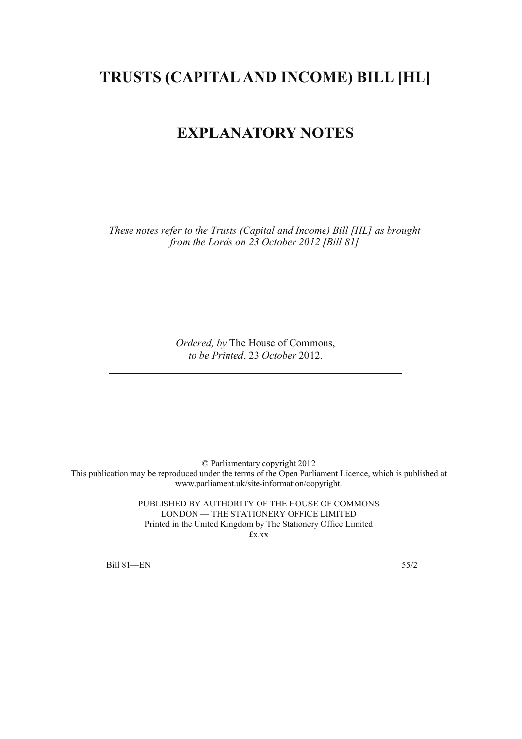# TRUSTS (CAPITAL AND INCOME) BILL [HL]

# EXPLANATORY NOTES

*These notes refer to the Trusts (Capital and Income) Bill [HL] as brought from the Lords on 23 October 2012 [Bill 81]*

---

*Ordered, by* The House of Commons,
*to be Printed*, 23 *October* 2012.

---

© Parliamentary copyright 2012
This publication may be reproduced under the terms of the Open Parliament Licence, which is published at www.parliament.uk/site-information/copyright.

PUBLISHED BY AUTHORITY OF THE HOUSE OF COMMONS
LONDON — THE STATIONERY OFFICE LIMITED
Printed in the United Kingdom by The Stationery Office Limited
£x.xx

Bill 81—EN 55/2